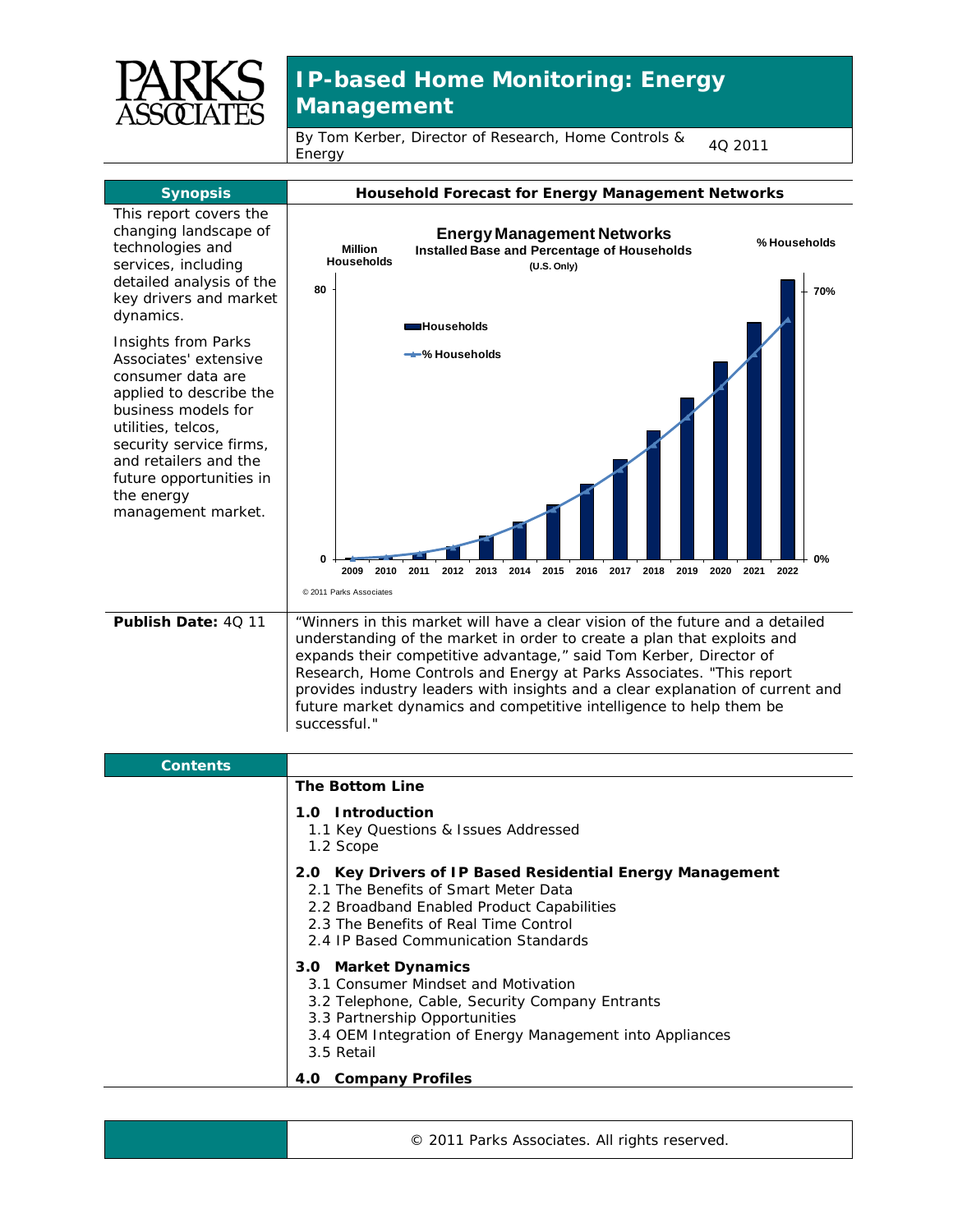# IP-based Home Monitoring: Energy Management

By Tom Kerber, Director of Research, Home Controls & Energy | 4Q 2011

## Synopsis

This report covers the changing landscape of technologies and services, including detailed analysis of the key drivers and market dynamics.

Insights from Parks Associates' extensive consumer data are applied to describe the business models for utilities, telcos, security service firms, and retailers and the future opportunities in the energy management market.

## Household Forecast for Energy Management Networks

**Energy Management Networks**
**Installed Base and Percentage of Households**
**(U.S. Only)**

Million Households | % Households

80 | 70%

Households
% Households

0 | 0%

2009 2010 2011 2012 2013 2014 2015 2016 2017 2018 2019 2020 2021 2022

© 2011 Parks Associates

**Publish Date:** 4Q 11

"Winners in this market will have a clear vision of the future and a detailed understanding of the market in order to create a plan that exploits and expands their competitive advantage," said Tom Kerber, Director of Research, Home Controls and Energy at Parks Associates. "This report provides industry leaders with insights and a clear explanation of current and future market dynamics and competitive intelligence to help them be successful."

## Contents

**The Bottom Line**

**1.0 Introduction**
- 1.1 Key Questions & Issues Addressed
- 1.2 Scope

**2.0 Key Drivers of IP Based Residential Energy Management**
- 2.1 The Benefits of Smart Meter Data
- 2.2 Broadband Enabled Product Capabilities
- 2.3 The Benefits of Real Time Control
- 2.4 IP Based Communication Standards

**3.0 Market Dynamics**
- 3.1 Consumer Mindset and Motivation
- 3.2 Telephone, Cable, Security Company Entrants
- 3.3 Partnership Opportunities
- 3.4 OEM Integration of Energy Management into Appliances
- 3.5 Retail

**4.0 Company Profiles**

© 2011 Parks Associates. All rights reserved.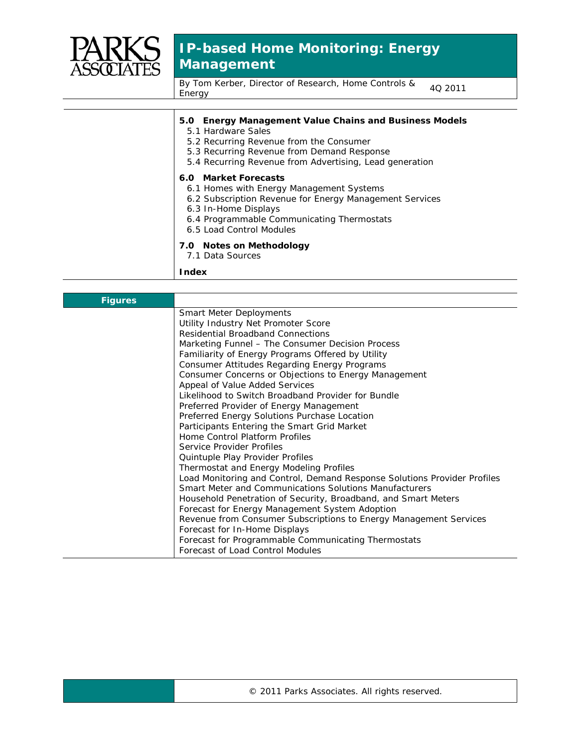## 5.0 Energy Management Value Chains and Business Models

- 5.1 Hardware Sales
- 5.2 Recurring Revenue from the Consumer
- 5.3 Recurring Revenue from Demand Response
- 5.4 Recurring Revenue from Advertising, Lead generation

## 6.0 Market Forecasts

- 6.1 Homes with Energy Management Systems
- 6.2 Subscription Revenue for Energy Management Services
- 6.3 In-Home Displays
- 6.4 Programmable Communicating Thermostats
- 6.5 Load Control Modules

## 7.0 Notes on Methodology

- 7.1 Data Sources

**Index**

## Figures

- Smart Meter Deployments
- Utility Industry Net Promoter Score
- Residential Broadband Connections
- Marketing Funnel – The Consumer Decision Process
- Familiarity of Energy Programs Offered by Utility
- Consumer Attitudes Regarding Energy Programs
- Consumer Concerns or Objections to Energy Management
- Appeal of Value Added Services
- Likelihood to Switch Broadband Provider for Bundle
- Preferred Provider of Energy Management
- Preferred Energy Solutions Purchase Location
- Participants Entering the Smart Grid Market
- Home Control Platform Profiles
- Service Provider Profiles
- Quintuple Play Provider Profiles
- Thermostat and Energy Modeling Profiles
- Load Monitoring and Control, Demand Response Solutions Provider Profiles
- Smart Meter and Communications Solutions Manufacturers
- Household Penetration of Security, Broadband, and Smart Meters
- Forecast for Energy Management System Adoption
- Revenue from Consumer Subscriptions to Energy Management Services
- Forecast for In-Home Displays
- Forecast for Programmable Communicating Thermostats
- Forecast of Load Control Modules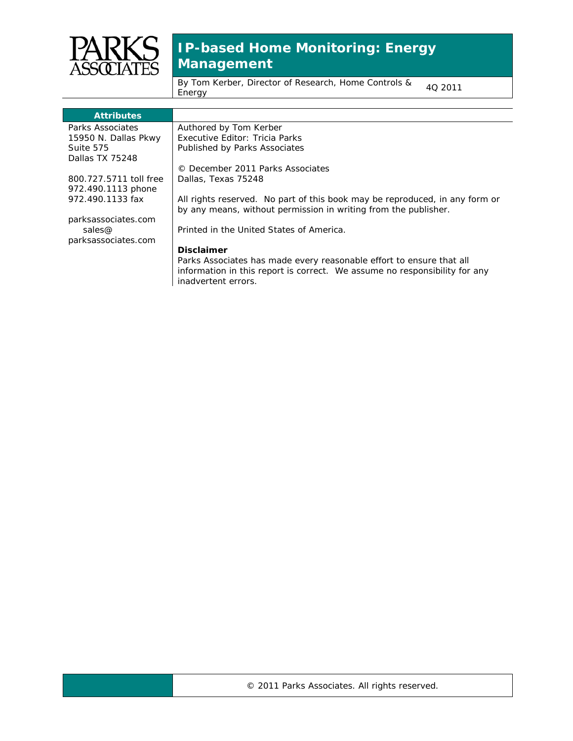# IP-based Home Monitoring: Energy Management

By Tom Kerber, Director of Research, Home Controls & Energy

4Q 2011

| Attributes | |
|---|---|
| Parks Associates<br>15950 N. Dallas Pkwy<br>Suite 575<br>Dallas TX 75248<br><br>800.727.5711 toll free<br>972.490.1113 phone<br>972.490.1133 fax<br><br>parksassociates.com<br>sales@ parksassociates.com | Authored by Tom Kerber<br>Executive Editor: Tricia Parks<br>Published by Parks Associates<br><br>© December 2011 Parks Associates<br>Dallas, Texas 75248<br><br>All rights reserved. No part of this book may be reproduced, in any form or by any means, without permission in writing from the publisher.<br><br>Printed in the United States of America.<br><br>**Disclaimer**<br>Parks Associates has made every reasonable effort to ensure that all information in this report is correct. We assume no responsibility for any inadvertent errors. |